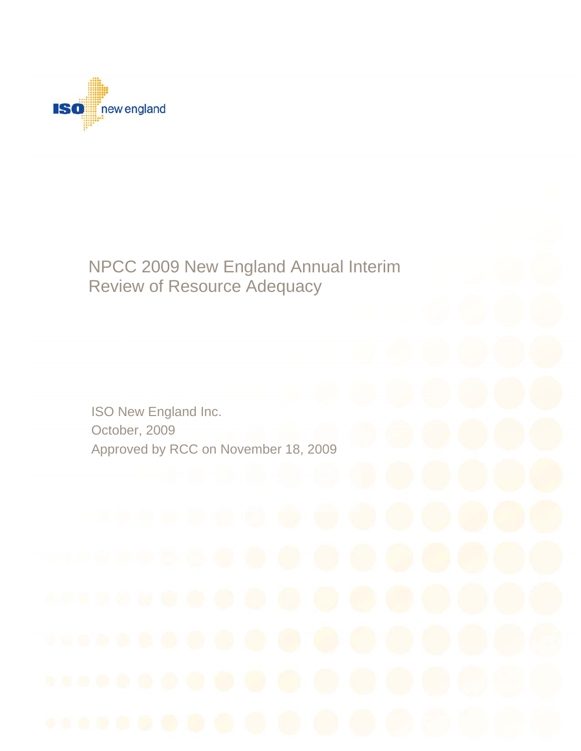ISO new england

# NPCC 2009 New England Annual Interim Review of Resource Adequacy

ISO New England Inc.

October, 2009

Approved by RCC on November 18, 2009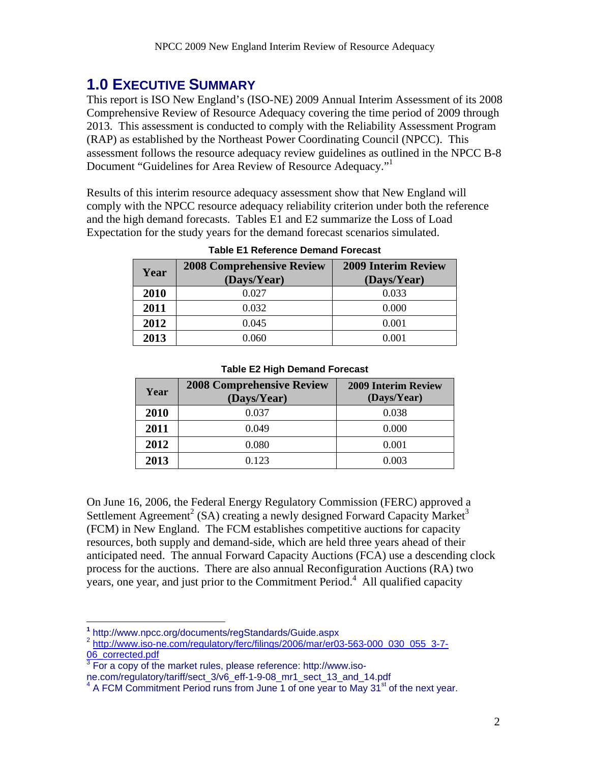# 1.0 EXECUTIVE SUMMARY

This report is ISO New England's (ISO-NE) 2009 Annual Interim Assessment of its 2008 Comprehensive Review of Resource Adequacy covering the time period of 2009 through 2013. This assessment is conducted to comply with the Reliability Assessment Program (RAP) as established by the Northeast Power Coordinating Council (NPCC). This assessment follows the resource adequacy review guidelines as outlined in the NPCC B-8 Document "Guidelines for Area Review of Resource Adequacy."[1]

Results of this interim resource adequacy assessment show that New England will comply with the NPCC resource adequacy reliability criterion under both the reference and the high demand forecasts. Tables E1 and E2 summarize the Loss of Load Expectation for the study years for the demand forecast scenarios simulated.

**Table E1 Reference Demand Forecast**

| Year | 2008 Comprehensive Review (Days/Year) | 2009 Interim Review (Days/Year) |
|---|---|---|
| 2010 | 0.027 | 0.033 |
| 2011 | 0.032 | 0.000 |
| 2012 | 0.045 | 0.001 |
| 2013 | 0.060 | 0.001 |

**Table E2 High Demand Forecast**

| Year | 2008 Comprehensive Review (Days/Year) | 2009 Interim Review (Days/Year) |
|---|---|---|
| 2010 | 0.037 | 0.038 |
| 2011 | 0.049 | 0.000 |
| 2012 | 0.080 | 0.001 |
| 2013 | 0.123 | 0.003 |

On June 16, 2006, the Federal Energy Regulatory Commission (FERC) approved a Settlement Agreement[2] (SA) creating a newly designed Forward Capacity Market[3] (FCM) in New England. The FCM establishes competitive auctions for capacity resources, both supply and demand-side, which are held three years ahead of their anticipated need. The annual Forward Capacity Auctions (FCA) use a descending clock process for the auctions. There are also annual Reconfiguration Auctions (RA) two years, one year, and just prior to the Commitment Period.[4] All qualified capacity

---

[1] http://www.npcc.org/documents/regStandards/Guide.aspx

[2] http://www.iso-ne.com/regulatory/ferc/filings/2006/mar/er03-563-000_030_055_3-7-06_corrected.pdf

[3] For a copy of the market rules, please reference: http://www.iso-ne.com/regulatory/tariff/sect_3/v6_eff-1-9-08_mr1_sect_13_and_14.pdf

[4] A FCM Commitment Period runs from June 1 of one year to May 31st of the next year.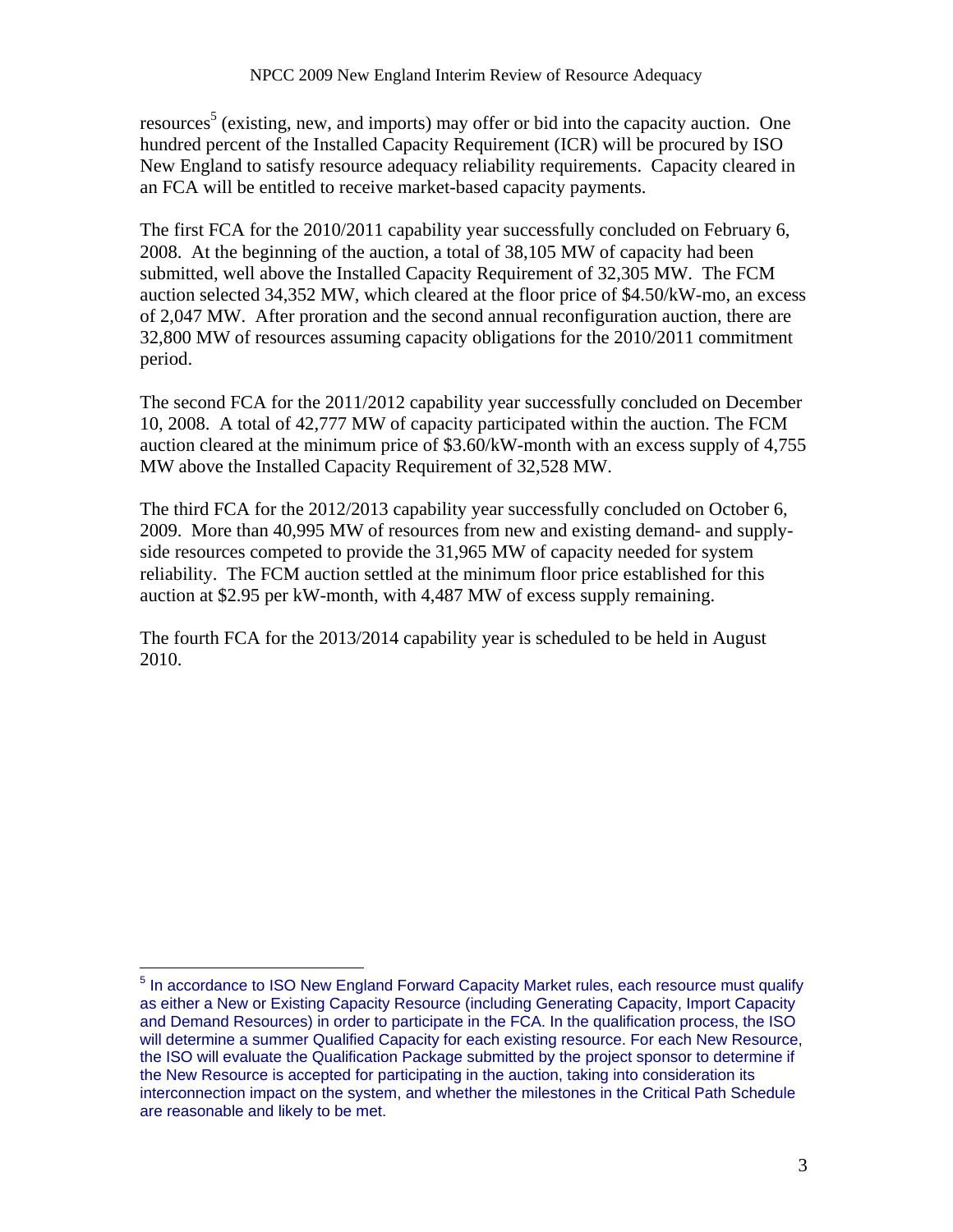resources[5] (existing, new, and imports) may offer or bid into the capacity auction. One hundred percent of the Installed Capacity Requirement (ICR) will be procured by ISO New England to satisfy resource adequacy reliability requirements. Capacity cleared in an FCA will be entitled to receive market-based capacity payments.

The first FCA for the 2010/2011 capability year successfully concluded on February 6, 2008. At the beginning of the auction, a total of 38,105 MW of capacity had been submitted, well above the Installed Capacity Requirement of 32,305 MW. The FCM auction selected 34,352 MW, which cleared at the floor price of $4.50/kW-mo, an excess of 2,047 MW. After proration and the second annual reconfiguration auction, there are 32,800 MW of resources assuming capacity obligations for the 2010/2011 commitment period.

The second FCA for the 2011/2012 capability year successfully concluded on December 10, 2008. A total of 42,777 MW of capacity participated within the auction. The FCM auction cleared at the minimum price of $3.60/kW-month with an excess supply of 4,755 MW above the Installed Capacity Requirement of 32,528 MW.

The third FCA for the 2012/2013 capability year successfully concluded on October 6, 2009. More than 40,995 MW of resources from new and existing demand- and supply-side resources competed to provide the 31,965 MW of capacity needed for system reliability. The FCM auction settled at the minimum floor price established for this auction at $2.95 per kW-month, with 4,487 MW of excess supply remaining.

The fourth FCA for the 2013/2014 capability year is scheduled to be held in August 2010.

---

[5] In accordance to ISO New England Forward Capacity Market rules, each resource must qualify as either a New or Existing Capacity Resource (including Generating Capacity, Import Capacity and Demand Resources) in order to participate in the FCA. In the qualification process, the ISO will determine a summer Qualified Capacity for each existing resource. For each New Resource, the ISO will evaluate the Qualification Package submitted by the project sponsor to determine if the New Resource is accepted for participating in the auction, taking into consideration its interconnection impact on the system, and whether the milestones in the Critical Path Schedule are reasonable and likely to be met.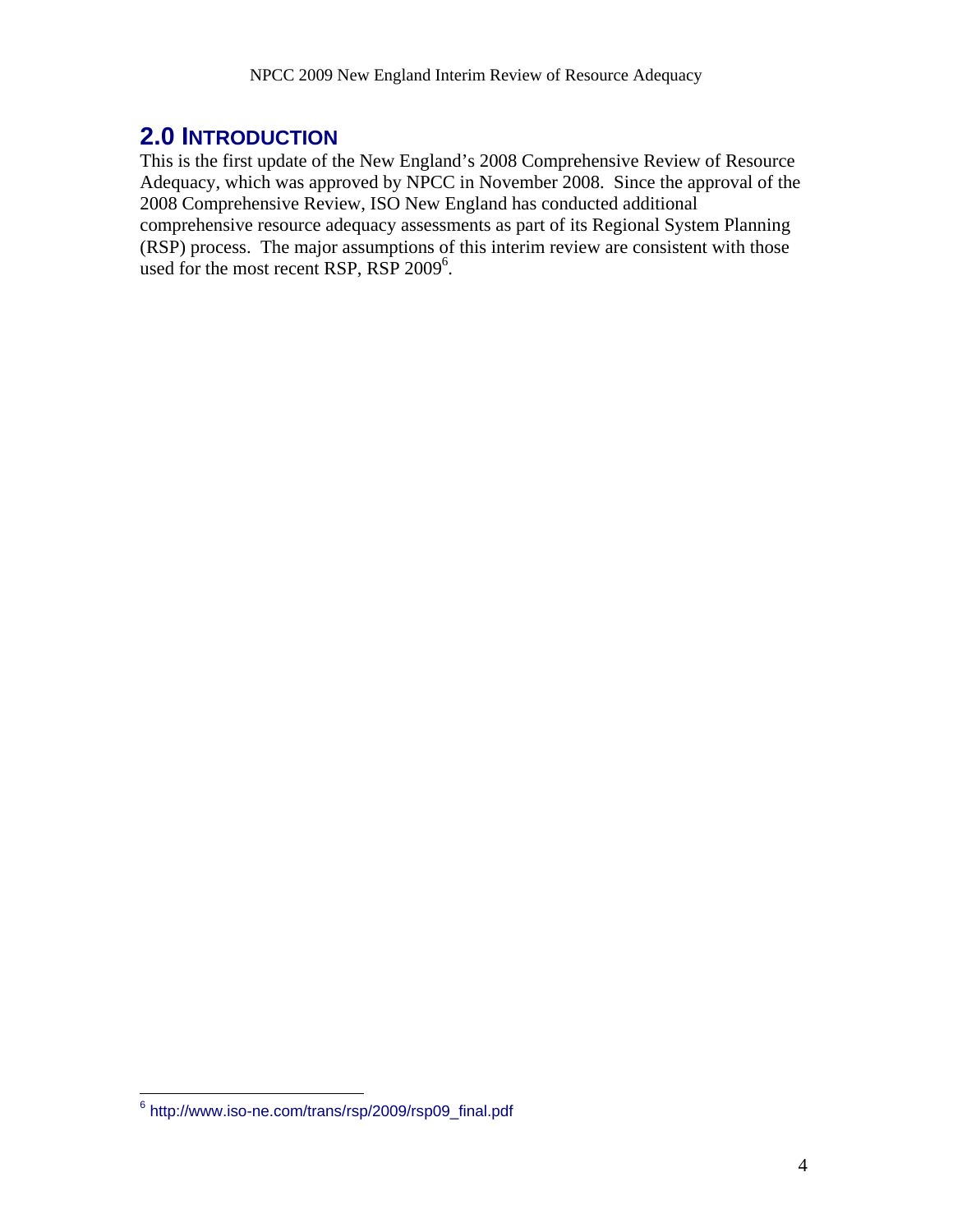## 2.0 INTRODUCTION

This is the first update of the New England's 2008 Comprehensive Review of Resource Adequacy, which was approved by NPCC in November 2008. Since the approval of the 2008 Comprehensive Review, ISO New England has conducted additional comprehensive resource adequacy assessments as part of its Regional System Planning (RSP) process. The major assumptions of this interim review are consistent with those used for the most recent RSP, RSP 2009[6].

[6] http://www.iso-ne.com/trans/rsp/2009/rsp09_final.pdf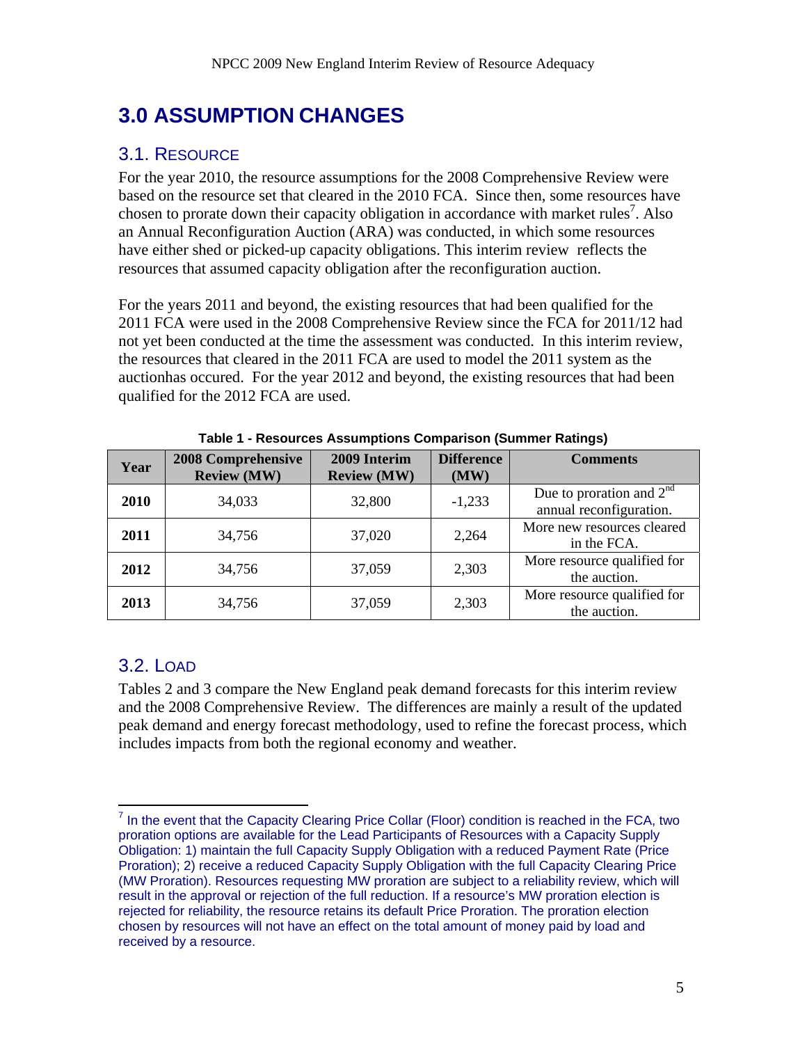# 3.0 ASSUMPTION CHANGES

## 3.1. RESOURCE

For the year 2010, the resource assumptions for the 2008 Comprehensive Review were based on the resource set that cleared in the 2010 FCA. Since then, some resources have chosen to prorate down their capacity obligation in accordance with market rules[7]. Also an Annual Reconfiguration Auction (ARA) was conducted, in which some resources have either shed or picked-up capacity obligations. This interim review reflects the resources that assumed capacity obligation after the reconfiguration auction.

For the years 2011 and beyond, the existing resources that had been qualified for the 2011 FCA were used in the 2008 Comprehensive Review since the FCA for 2011/12 had not yet been conducted at the time the assessment was conducted. In this interim review, the resources that cleared in the 2011 FCA are used to model the 2011 system as the auctionhas occured. For the year 2012 and beyond, the existing resources that had been qualified for the 2012 FCA are used.

**Table 1 - Resources Assumptions Comparison (Summer Ratings)**

| Year | 2008 Comprehensive Review (MW) | 2009 Interim Review (MW) | Difference (MW) | Comments |
|---|---|---|---|---|
| **2010** | 34,033 | 32,800 | -1,233 | Due to proration and 2nd annual reconfiguration. |
| **2011** | 34,756 | 37,020 | 2,264 | More new resources cleared in the FCA. |
| **2012** | 34,756 | 37,059 | 2,303 | More resource qualified for the auction. |
| **2013** | 34,756 | 37,059 | 2,303 | More resource qualified for the auction. |

## 3.2. LOAD

Tables 2 and 3 compare the New England peak demand forecasts for this interim review and the 2008 Comprehensive Review. The differences are mainly a result of the updated peak demand and energy forecast methodology, used to refine the forecast process, which includes impacts from both the regional economy and weather.

---

[7] In the event that the Capacity Clearing Price Collar (Floor) condition is reached in the FCA, two proration options are available for the Lead Participants of Resources with a Capacity Supply Obligation: 1) maintain the full Capacity Supply Obligation with a reduced Payment Rate (Price Proration); 2) receive a reduced Capacity Supply Obligation with the full Capacity Clearing Price (MW Proration). Resources requesting MW proration are subject to a reliability review, which will result in the approval or rejection of the full reduction. If a resource's MW proration election is rejected for reliability, the resource retains its default Price Proration. The proration election chosen by resources will not have an effect on the total amount of money paid by load and received by a resource.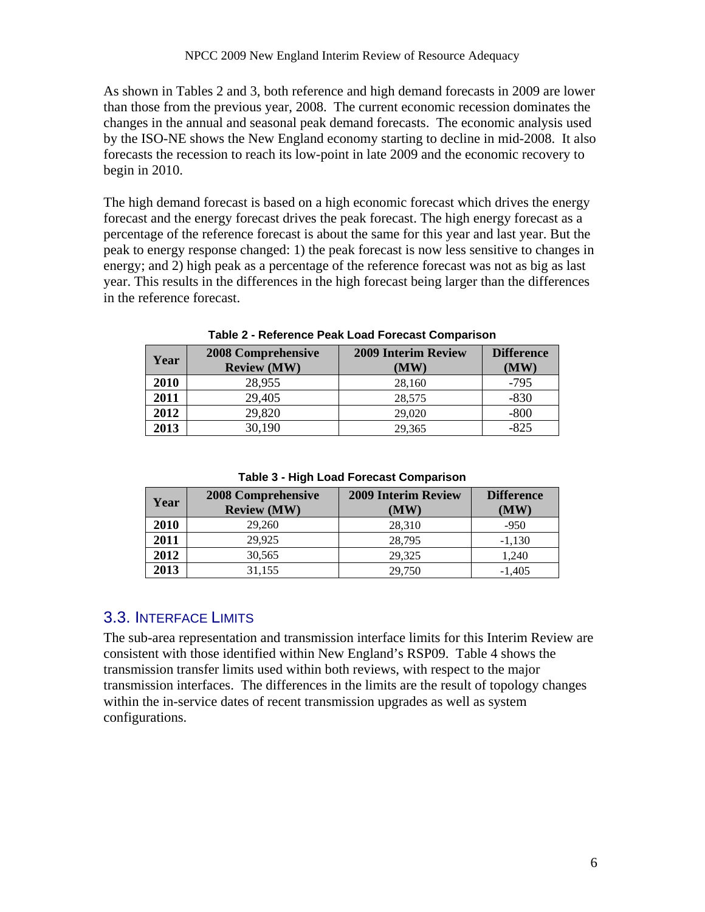As shown in Tables 2 and 3, both reference and high demand forecasts in 2009 are lower than those from the previous year, 2008. The current economic recession dominates the changes in the annual and seasonal peak demand forecasts. The economic analysis used by the ISO-NE shows the New England economy starting to decline in mid-2008. It also forecasts the recession to reach its low-point in late 2009 and the economic recovery to begin in 2010.

The high demand forecast is based on a high economic forecast which drives the energy forecast and the energy forecast drives the peak forecast. The high energy forecast as a percentage of the reference forecast is about the same for this year and last year. But the peak to energy response changed: 1) the peak forecast is now less sensitive to changes in energy; and 2) high peak as a percentage of the reference forecast was not as big as last year. This results in the differences in the high forecast being larger than the differences in the reference forecast.

**Table 2 - Reference Peak Load Forecast Comparison**

| Year | 2008 Comprehensive Review (MW) | 2009 Interim Review (MW) | Difference (MW) |
|---|---|---|---|
| 2010 | 28,955 | 28,160 | -795 |
| 2011 | 29,405 | 28,575 | -830 |
| 2012 | 29,820 | 29,020 | -800 |
| 2013 | 30,190 | 29,365 | -825 |

**Table 3 - High Load Forecast Comparison**

| Year | 2008 Comprehensive Review (MW) | 2009 Interim Review (MW) | Difference (MW) |
|---|---|---|---|
| 2010 | 29,260 | 28,310 | -950 |
| 2011 | 29,925 | 28,795 | -1,130 |
| 2012 | 30,565 | 29,325 | 1,240 |
| 2013 | 31,155 | 29,750 | -1,405 |

## 3.3. Interface Limits

The sub-area representation and transmission interface limits for this Interim Review are consistent with those identified within New England's RSP09. Table 4 shows the transmission transfer limits used within both reviews, with respect to the major transmission interfaces. The differences in the limits are the result of topology changes within the in-service dates of recent transmission upgrades as well as system configurations.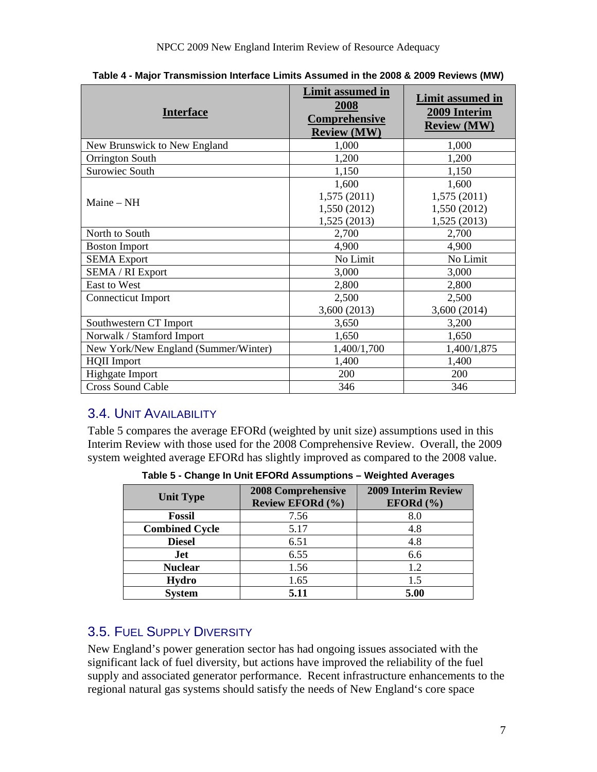**Table 4 - Major Transmission Interface Limits Assumed in the 2008 & 2009 Reviews (MW)**

| Interface | Limit assumed in 2008 Comprehensive Review (MW) | Limit assumed in 2009 Interim Review (MW) |
|---|---|---|
| New Brunswick to New England | 1,000 | 1,000 |
| Orrington South | 1,200 | 1,200 |
| Surowiec South | 1,150 | 1,150 |
| Maine – NH | 1,600<br>1,575 (2011)<br>1,550 (2012)<br>1,525 (2013) | 1,600<br>1,575 (2011)<br>1,550 (2012)<br>1,525 (2013) |
| North to South | 2,700 | 2,700 |
| Boston Import | 4,900 | 4,900 |
| SEMA Export | No Limit | No Limit |
| SEMA / RI Export | 3,000 | 3,000 |
| East to West | 2,800 | 2,800 |
| Connecticut Import | 2,500<br>3,600 (2013) | 2,500<br>3,600 (2014) |
| Southwestern CT Import | 3,650 | 3,200 |
| Norwalk / Stamford Import | 1,650 | 1,650 |
| New York/New England (Summer/Winter) | 1,400/1,700 | 1,400/1,875 |
| HQII Import | 1,400 | 1,400 |
| Highgate Import | 200 | 200 |
| Cross Sound Cable | 346 | 346 |

## 3.4. Unit Availability

Table 5 compares the average EFORd (weighted by unit size) assumptions used in this Interim Review with those used for the 2008 Comprehensive Review. Overall, the 2009 system weighted average EFORd has slightly improved as compared to the 2008 value.

**Table 5 - Change In Unit EFORd Assumptions – Weighted Averages**

| Unit Type | 2008 Comprehensive Review EFORd (%) | 2009 Interim Review EFORd (%) |
|---|---|---|
| **Fossil** | 7.56 | 8.0 |
| **Combined Cycle** | 5.17 | 4.8 |
| **Diesel** | 6.51 | 4.8 |
| **Jet** | 6.55 | 6.6 |
| **Nuclear** | 1.56 | 1.2 |
| **Hydro** | 1.65 | 1.5 |
| **System** | **5.11** | **5.00** |

## 3.5. Fuel Supply Diversity

New England's power generation sector has had ongoing issues associated with the significant lack of fuel diversity, but actions have improved the reliability of the fuel supply and associated generator performance. Recent infrastructure enhancements to the regional natural gas systems should satisfy the needs of New England's core space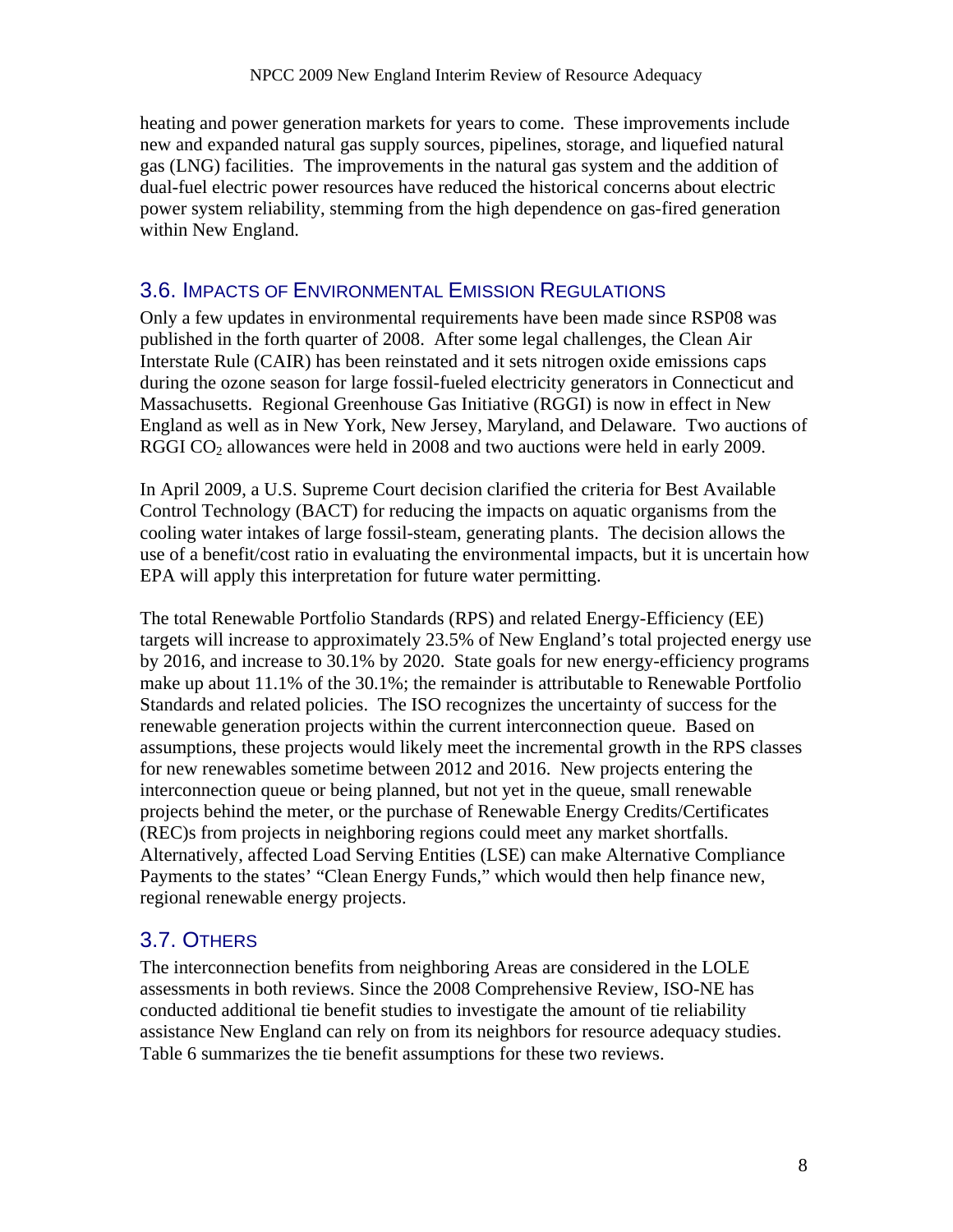heating and power generation markets for years to come. These improvements include new and expanded natural gas supply sources, pipelines, storage, and liquefied natural gas (LNG) facilities. The improvements in the natural gas system and the addition of dual-fuel electric power resources have reduced the historical concerns about electric power system reliability, stemming from the high dependence on gas-fired generation within New England.

## 3.6. Impacts of Environmental Emission Regulations

Only a few updates in environmental requirements have been made since RSP08 was published in the forth quarter of 2008. After some legal challenges, the Clean Air Interstate Rule (CAIR) has been reinstated and it sets nitrogen oxide emissions caps during the ozone season for large fossil-fueled electricity generators in Connecticut and Massachusetts. Regional Greenhouse Gas Initiative (RGGI) is now in effect in New England as well as in New York, New Jersey, Maryland, and Delaware. Two auctions of RGGI $CO_2$ allowances were held in 2008 and two auctions were held in early 2009.

In April 2009, a U.S. Supreme Court decision clarified the criteria for Best Available Control Technology (BACT) for reducing the impacts on aquatic organisms from the cooling water intakes of large fossil-steam, generating plants. The decision allows the use of a benefit/cost ratio in evaluating the environmental impacts, but it is uncertain how EPA will apply this interpretation for future water permitting.

The total Renewable Portfolio Standards (RPS) and related Energy-Efficiency (EE) targets will increase to approximately 23.5% of New England's total projected energy use by 2016, and increase to 30.1% by 2020. State goals for new energy-efficiency programs make up about 11.1% of the 30.1%; the remainder is attributable to Renewable Portfolio Standards and related policies. The ISO recognizes the uncertainty of success for the renewable generation projects within the current interconnection queue. Based on assumptions, these projects would likely meet the incremental growth in the RPS classes for new renewables sometime between 2012 and 2016. New projects entering the interconnection queue or being planned, but not yet in the queue, small renewable projects behind the meter, or the purchase of Renewable Energy Credits/Certificates (REC)s from projects in neighboring regions could meet any market shortfalls. Alternatively, affected Load Serving Entities (LSE) can make Alternative Compliance Payments to the states' "Clean Energy Funds," which would then help finance new, regional renewable energy projects.

## 3.7. Others

The interconnection benefits from neighboring Areas are considered in the LOLE assessments in both reviews. Since the 2008 Comprehensive Review, ISO-NE has conducted additional tie benefit studies to investigate the amount of tie reliability assistance New England can rely on from its neighbors for resource adequacy studies. Table 6 summarizes the tie benefit assumptions for these two reviews.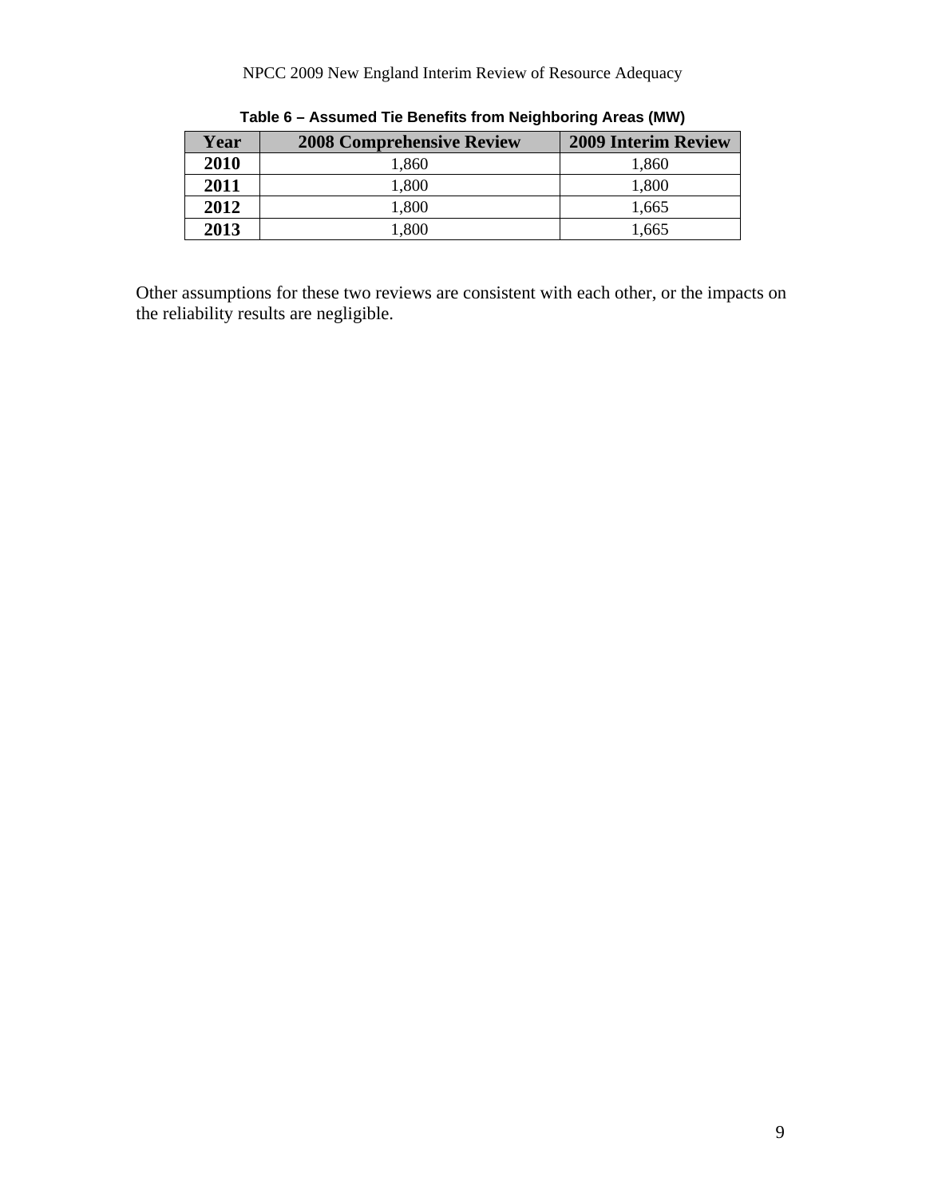**Table 6 – Assumed Tie Benefits from Neighboring Areas (MW)**

| Year | 2008 Comprehensive Review | 2009 Interim Review |
|---|---|---|
| 2010 | 1,860 | 1,860 |
| 2011 | 1,800 | 1,800 |
| 2012 | 1,800 | 1,665 |
| 2013 | 1,800 | 1,665 |

Other assumptions for these two reviews are consistent with each other, or the impacts on the reliability results are negligible.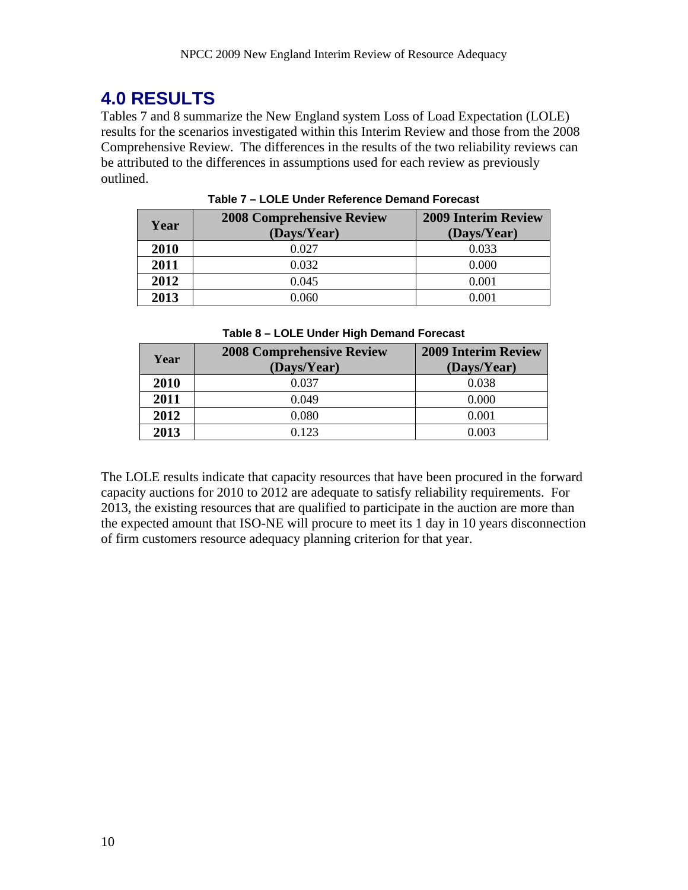# 4.0 RESULTS

Tables 7 and 8 summarize the New England system Loss of Load Expectation (LOLE) results for the scenarios investigated within this Interim Review and those from the 2008 Comprehensive Review. The differences in the results of the two reliability reviews can be attributed to the differences in assumptions used for each review as previously outlined.

**Table 7 – LOLE Under Reference Demand Forecast**

| Year | 2008 Comprehensive Review (Days/Year) | 2009 Interim Review (Days/Year) |
|---|---|---|
| **2010** | 0.027 | 0.033 |
| **2011** | 0.032 | 0.000 |
| **2012** | 0.045 | 0.001 |
| **2013** | 0.060 | 0.001 |

**Table 8 – LOLE Under High Demand Forecast**

| Year | 2008 Comprehensive Review (Days/Year) | 2009 Interim Review (Days/Year) |
|---|---|---|
| **2010** | 0.037 | 0.038 |
| **2011** | 0.049 | 0.000 |
| **2012** | 0.080 | 0.001 |
| **2013** | 0.123 | 0.003 |

The LOLE results indicate that capacity resources that have been procured in the forward capacity auctions for 2010 to 2012 are adequate to satisfy reliability requirements. For 2013, the existing resources that are qualified to participate in the auction are more than the expected amount that ISO-NE will procure to meet its 1 day in 10 years disconnection of firm customers resource adequacy planning criterion for that year.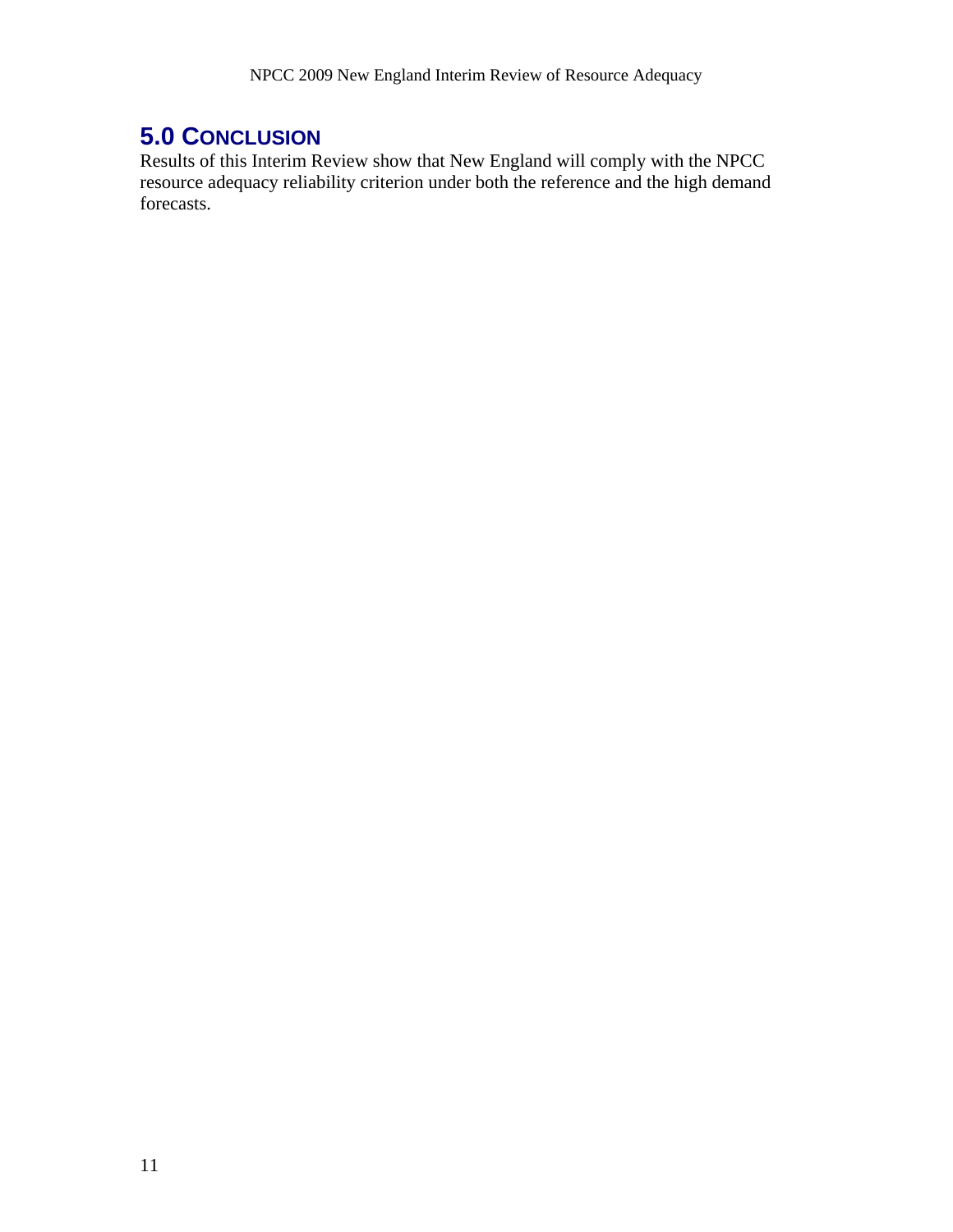## 5.0 CONCLUSION

Results of this Interim Review show that New England will comply with the NPCC resource adequacy reliability criterion under both the reference and the high demand forecasts.